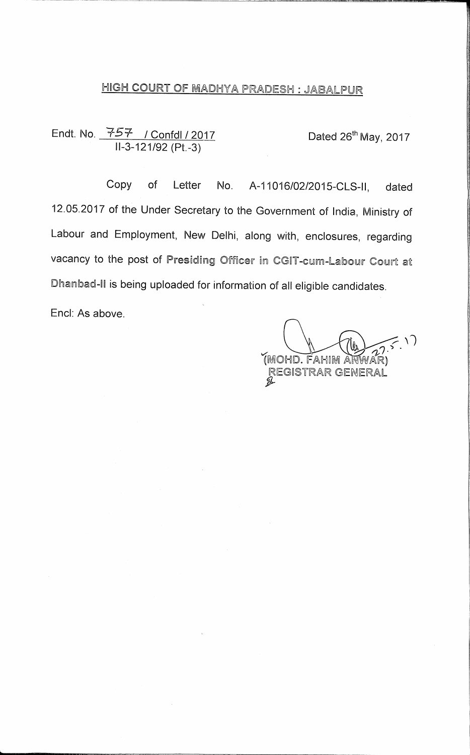# HIGH COURT OF MADHYA PRADESH : JABALPUR

Endt. No. 757 / Confdl / 2017
II-3-121/92 (Pt.-3)

Dated 26th May, 2017

Copy of Letter No. A-11016/02/2015-CLS-II, dated 12.05.2017 of the Under Secretary to the Government of India, Ministry of Labour and Employment, New Delhi, along with, enclosures, regarding vacancy to the post of **Presiding Officer in CGIT-cum-Labour Court at Dhanbad-II** is being uploaded for information of all eligible candidates.

Encl: As above.

(MOHD. FAHIM ANWAR)
REGISTRAR GENERAL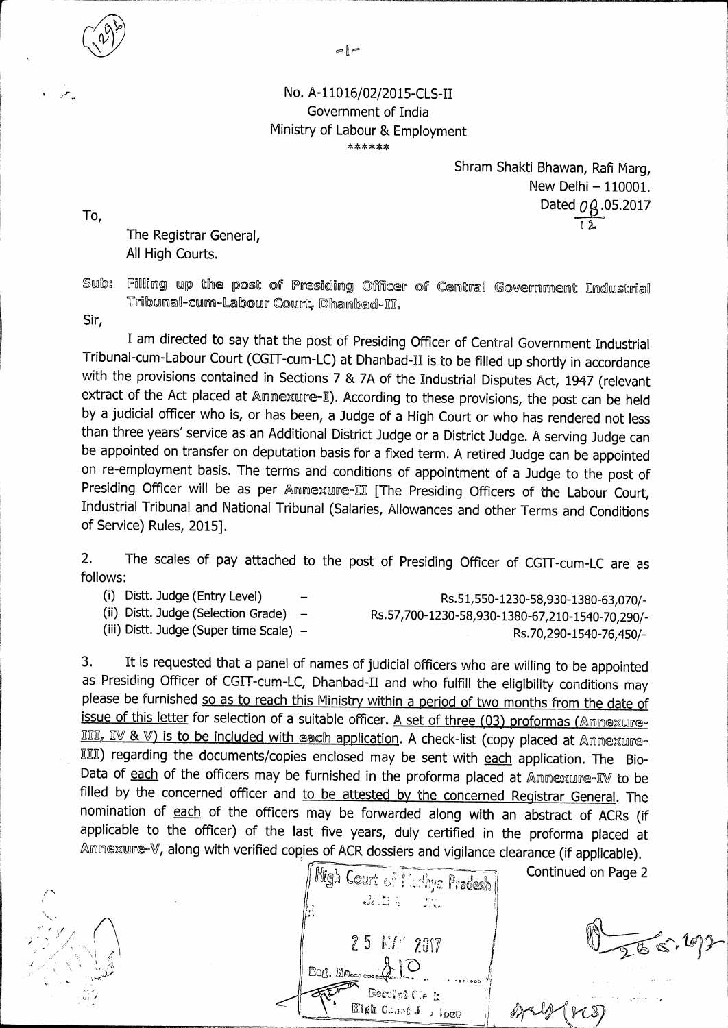No. A-11016/02/2015-CLS-II
Government of India
Ministry of Labour & Employment
******

Shram Shakti Bhawan, Rafi Marg,
New Delhi – 110001.
Dated 08.05.2017

To,

The Registrar General,
All High Courts.

Sub: **Filling up the post of Presiding Officer of Central Government Industrial Tribunal-cum-Labour Court, Dhanbad-II.**

Sir,

I am directed to say that the post of Presiding Officer of Central Government Industrial Tribunal-cum-Labour Court (CGIT-cum-LC) at Dhanbad-II is to be filled up shortly in accordance with the provisions contained in Sections 7 & 7A of the Industrial Disputes Act, 1947 (relevant extract of the Act placed at **Annexure-I**). According to these provisions, the post can be held by a judicial officer who is, or has been, a Judge of a High Court or who has rendered not less than three years' service as an Additional District Judge or a District Judge. A serving Judge can be appointed on transfer on deputation basis for a fixed term. A retired Judge can be appointed on re-employment basis. The terms and conditions of appointment of a Judge to the post of Presiding Officer will be as per **Annexure-II** [The Presiding Officers of the Labour Court, Industrial Tribunal and National Tribunal (Salaries, Allowances and other Terms and Conditions of Service) Rules, 2015].

2. The scales of pay attached to the post of Presiding Officer of CGIT-cum-LC are as follows:

(i) Distt. Judge (Entry Level) – Rs.51,550-1230-58,930-1380-63,070/-
(ii) Distt. Judge (Selection Grade) – Rs.57,700-1230-58,930-1380-67,210-1540-70,290/-
(iii) Distt. Judge (Super time Scale) – Rs.70,290-1540-76,450/-

3. It is requested that a panel of names of judicial officers who are willing to be appointed as Presiding Officer of CGIT-cum-LC, Dhanbad-II and who fulfill the eligibility conditions may please be furnished so as to reach this Ministry within a period of two months from the date of issue of this letter for selection of a suitable officer. A set of three (03) proformas (**Annexure-III, IV & V**) is to be included with each application. A check-list (copy placed at **Annexure-III**) regarding the documents/copies enclosed may be sent with each application. The Bio-Data of each of the officers may be furnished in the proforma placed at **Annexure-IV** to be filled by the concerned officer and to be attested by the concerned Registrar General. The nomination of each of the officers may be forwarded along with an abstract of ACRs (if applicable to the officer) of the last five years, duly certified in the proforma placed at **Annexure-V**, along with verified copies of ACR dossiers and vigilance clearance (if applicable).

Continued on Page 2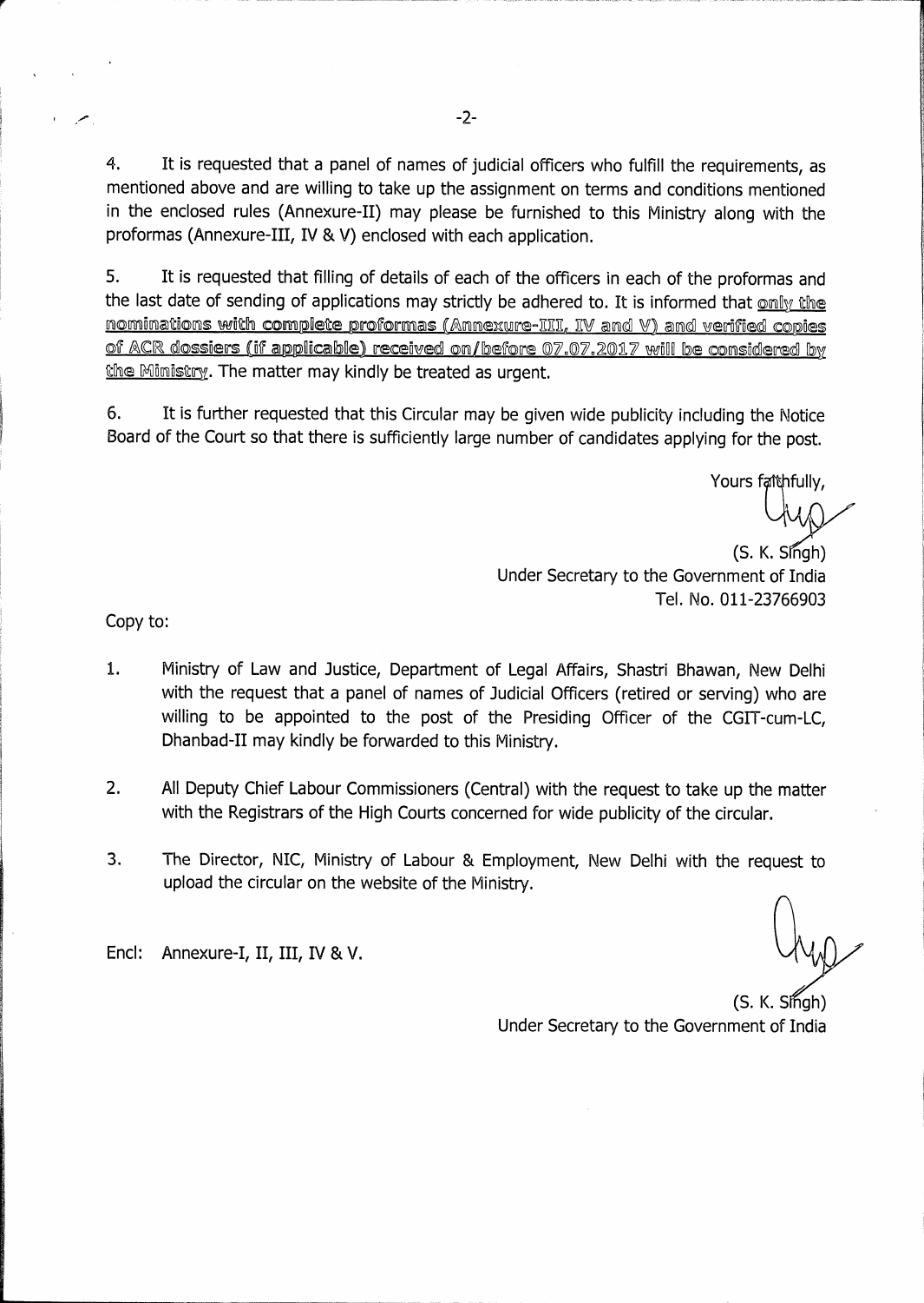4. It is requested that a panel of names of judicial officers who fulfill the requirements, as mentioned above and are willing to take up the assignment on terms and conditions mentioned in the enclosed rules (Annexure-II) may please be furnished to this Ministry along with the proformas (Annexure-III, IV & V) enclosed with each application.

5. It is requested that filling of details of each of the officers in each of the proformas and the last date of sending of applications may strictly be adhered to. It is informed that **only the nominations with complete proformas (Annexure-III, IV and V) and verified copies of ACR dossiers (if applicable) received on/before 07.07.2017 will be considered by the Ministry**. The matter may kindly be treated as urgent.

6. It is further requested that this Circular may be given wide publicity including the Notice Board of the Court so that there is sufficiently large number of candidates applying for the post.

Yours faithfully,

(S. K. Singh)
Under Secretary to the Government of India
Tel. No. 011-23766903

Copy to:

1. Ministry of Law and Justice, Department of Legal Affairs, Shastri Bhawan, New Delhi with the request that a panel of names of Judicial Officers (retired or serving) who are willing to be appointed to the post of the Presiding Officer of the CGIT-cum-LC, Dhanbad-II may kindly be forwarded to this Ministry.

2. All Deputy Chief Labour Commissioners (Central) with the request to take up the matter with the Registrars of the High Courts concerned for wide publicity of the circular.

3. The Director, NIC, Ministry of Labour & Employment, New Delhi with the request to upload the circular on the website of the Ministry.

Encl: Annexure-I, II, III, IV & V.

(S. K. Singh)
Under Secretary to the Government of India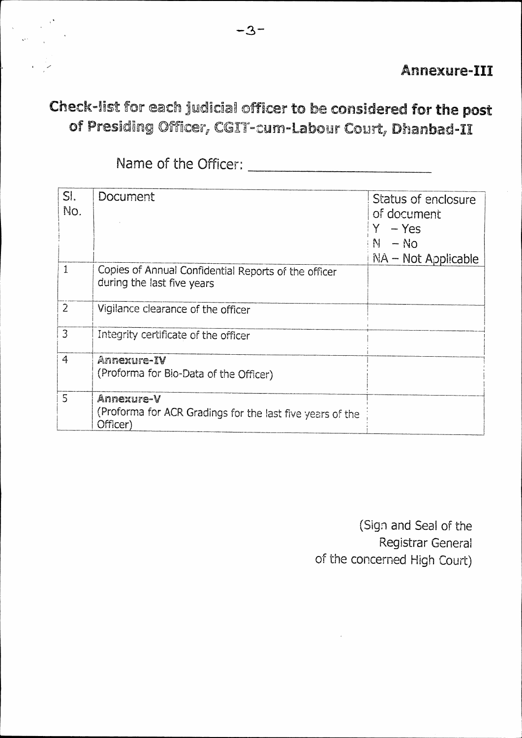**Annexure-III**

# Check-list for each judicial officer to be considered for the post of Presiding Officer, CGIT-cum-Labour Court, Dhanbad-II

Name of the Officer: ________________________

| Sl. No. | Document | Status of enclosure of document<br>Y – Yes<br>N – No<br>NA – Not Applicable |
|---|---|---|
| 1 | Copies of Annual Confidential Reports of the officer during the last five years | |
| 2 | Vigilance clearance of the officer | |
| 3 | Integrity certificate of the officer | |
| 4 | **Annexure-IV**<br>(Proforma for Bio-Data of the Officer) | |
| 5 | **Annexure-V**<br>(Proforma for ACR Gradings for the last five years of the Officer) | |

(Sign and Seal of the
Registrar General
of the concerned High Court)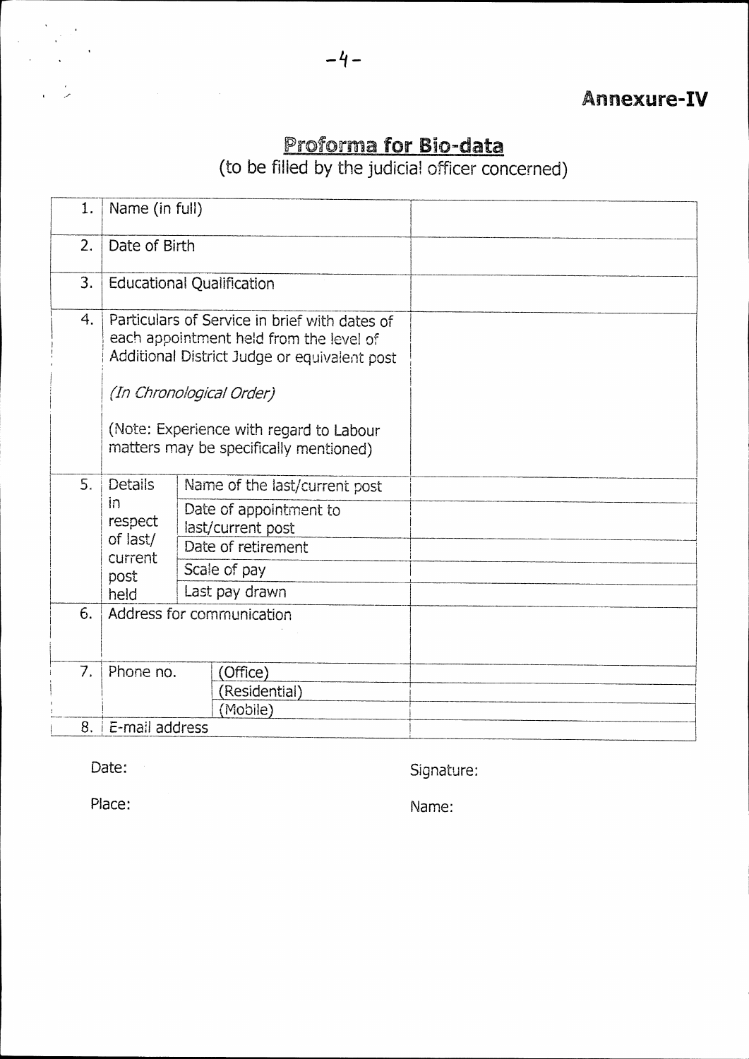**Annexure-IV**

## Proforma for Bio-data

(to be filled by the judicial officer concerned)

| | | | |
|---|---|---|---|
| 1. | Name (in full) | | |
| 2. | Date of Birth | | |
| 3. | Educational Qualification | | |
| 4. | Particulars of Service in brief with dates of each appointment held from the level of Additional District Judge or equivalent post<br><br>*(In Chronological Order)*<br><br>(Note: Experience with regard to Labour matters may be specifically mentioned) | | |
| 5. | Details in respect of last/ current post held | Name of the last/current post | |
| | | Date of appointment to last/current post | |
| | | Date of retirement | |
| | | Scale of pay | |
| | | Last pay drawn | |
| 6. | Address for communication | | |
| 7. | Phone no. | (Office) | |
| | | (Residential) | |
| | | (Mobile) | |
| 8. | E-mail address | | |

Date:

Place:

Signature:

Name: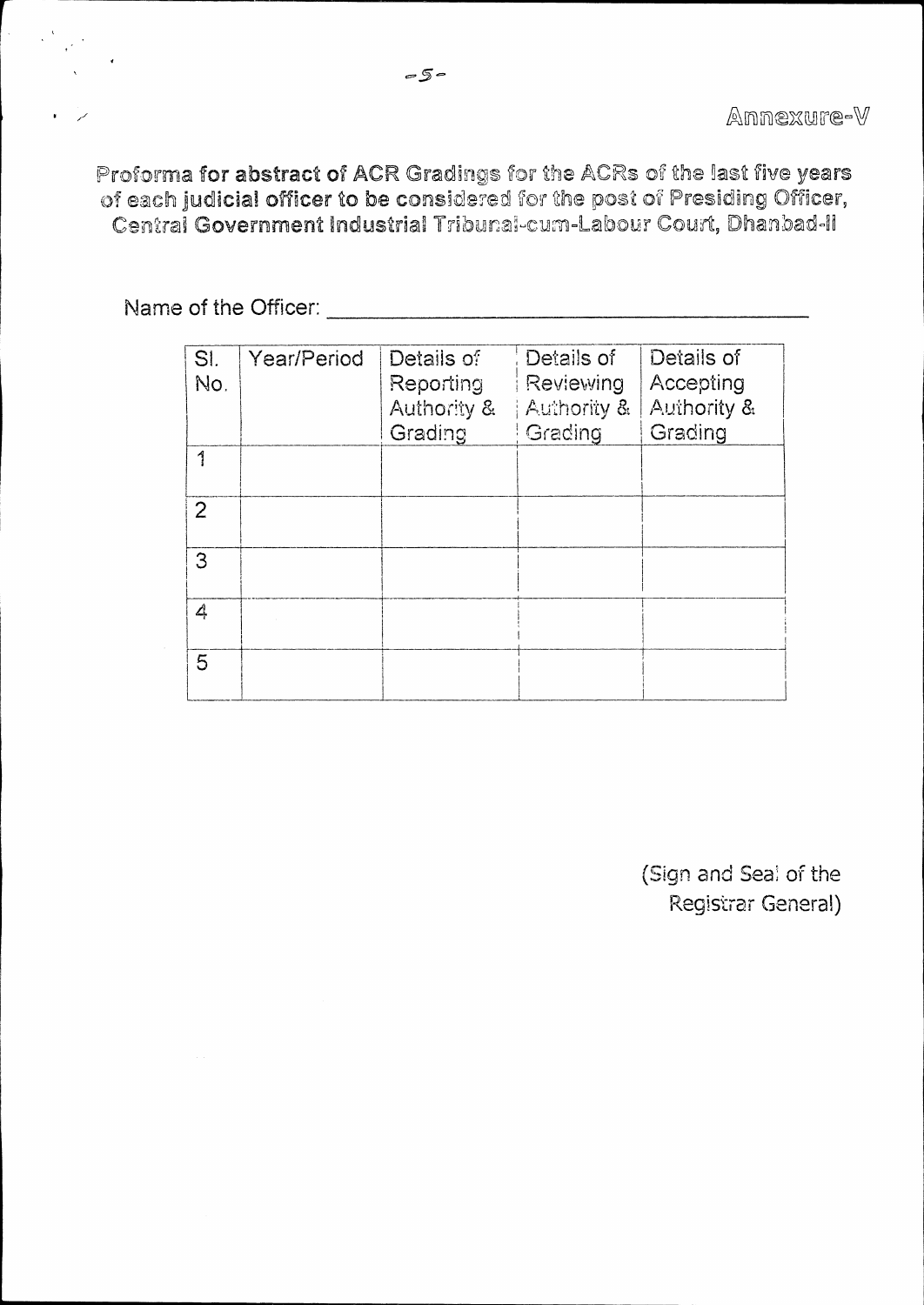Annexure-V

**Proforma for abstract of ACR Gradings for the ACRs of the last five years of each judicial officer to be considered for the post of Presiding Officer, Central Government Industrial Tribunal-cum-Labour Court, Dhanbad-II**

Name of the Officer: ___________________________________________

| Sl. No. | Year/Period | Details of Reporting Authority & Grading | Details of Reviewing Authority & Grading | Details of Accepting Authority & Grading |
|---|---|---|---|---|
| 1 | | | | |
| 2 | | | | |
| 3 | | | | |
| 4 | | | | |
| 5 | | | | |

(Sign and Seal of the Registrar General)